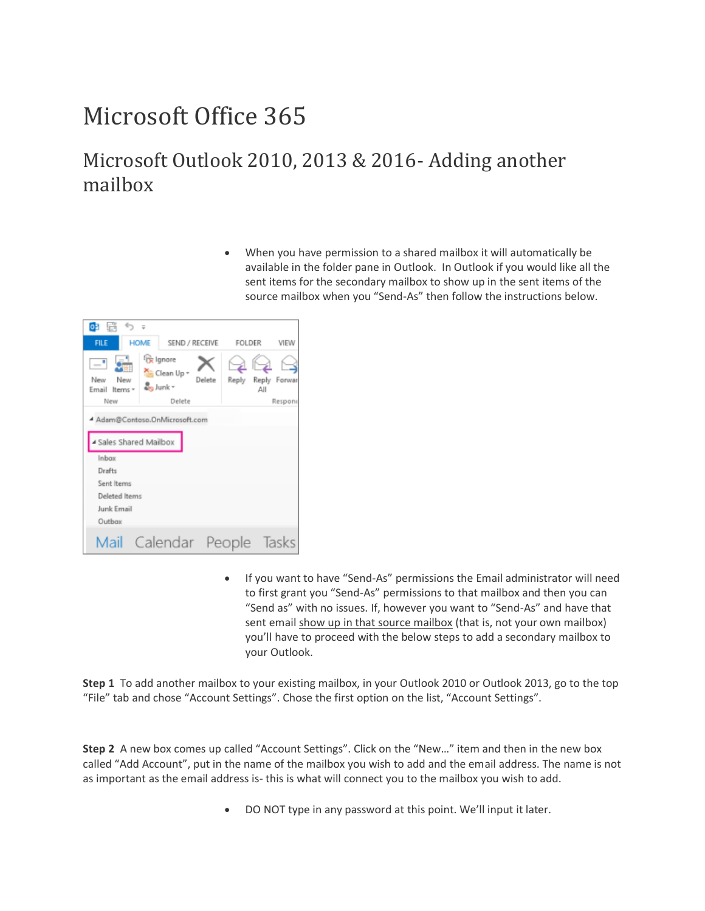# Microsoft Office 365

## Microsoft Outlook 2010, 2013 & 2016- Adding another mailbox

- When you have permission to a shared mailbox it will automatically be available in the folder pane in Outlook. In Outlook if you would like all the sent items for the secondary mailbox to show up in the sent items of the source mailbox when you "Send-As" then follow the instructions below.

- If you want to have "Send-As" permissions the Email administrator will need to first grant you "Send-As" permissions to that mailbox and then you can "Send as" with no issues. If, however you want to "Send-As" and have that sent email show up in that source mailbox (that is, not your own mailbox) you'll have to proceed with the below steps to add a secondary mailbox to your Outlook.

**Step 1** To add another mailbox to your existing mailbox, in your Outlook 2010 or Outlook 2013, go to the top "File" tab and chose "Account Settings". Chose the first option on the list, "Account Settings".

**Step 2** A new box comes up called "Account Settings". Click on the "New…" item and then in the new box called "Add Account", put in the name of the mailbox you wish to add and the email address. The name is not as important as the email address is- this is what will connect you to the mailbox you wish to add.

- DO NOT type in any password at this point. We'll input it later.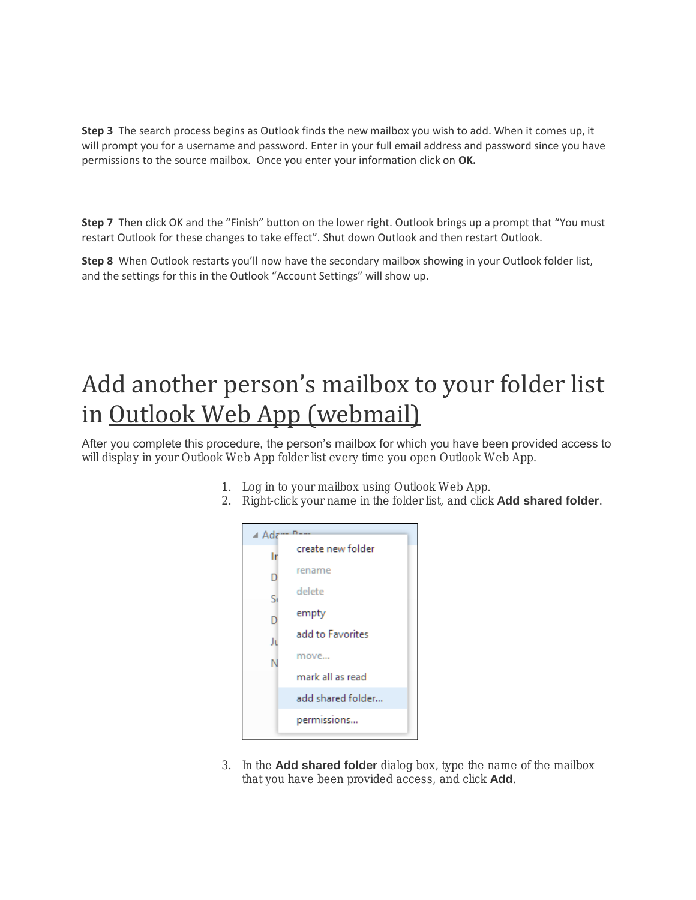**Step 3** The search process begins as Outlook finds the new mailbox you wish to add. When it comes up, it will prompt you for a username and password. Enter in your full email address and password since you have permissions to the source mailbox. Once you enter your information click on **OK.**

**Step 7** Then click OK and the "Finish" button on the lower right. Outlook brings up a prompt that "You must restart Outlook for these changes to take effect". Shut down Outlook and then restart Outlook.

**Step 8** When Outlook restarts you'll now have the secondary mailbox showing in your Outlook folder list, and the settings for this in the Outlook "Account Settings" will show up.

# Add another person's mailbox to your folder list in Outlook Web App (webmail)

After you complete this procedure, the person's mailbox for which you have been provided access to will display in your Outlook Web App folder list every time you open Outlook Web App.

1. Log in to your mailbox using Outlook Web App.
2. Right-click your name in the folder list, and click **Add shared folder**.

3. In the **Add shared folder** dialog box, type the name of the mailbox that you have been provided access, and click **Add**.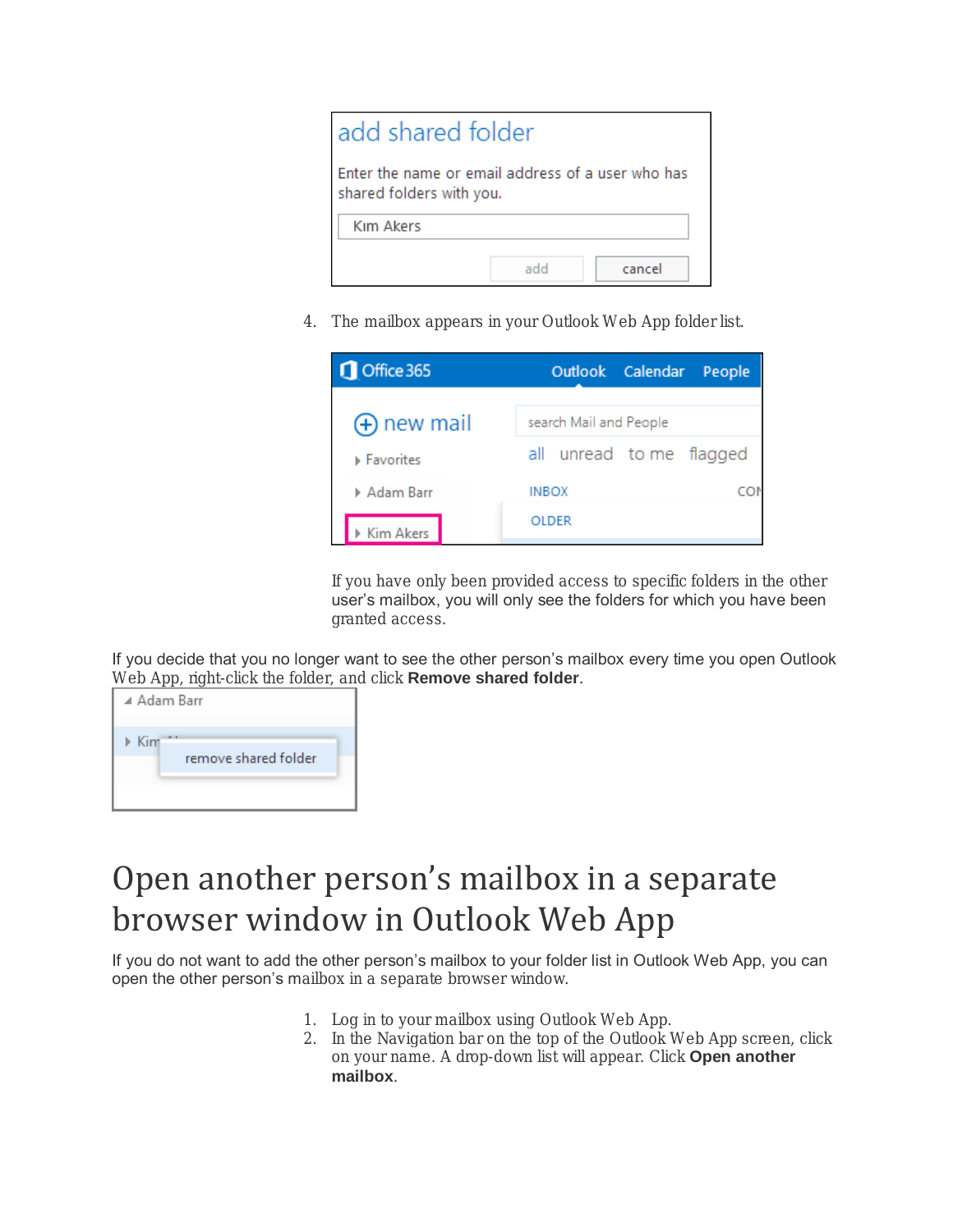4. The mailbox appears in your Outlook Web App folder list.

   If you have only been provided access to specific folders in the other user's mailbox, you will only see the folders for which you have been granted access.

If you decide that you no longer want to see the other person's mailbox every time you open Outlook Web App, right-click the folder, and click **Remove shared folder**.

# Open another person's mailbox in a separate browser window in Outlook Web App

If you do not want to add the other person's mailbox to your folder list in Outlook Web App, you can open the other person's mailbox in a separate browser window.

1. Log in to your mailbox using Outlook Web App.
2. In the Navigation bar on the top of the Outlook Web App screen, click on your name. A drop-down list will appear. Click **Open another mailbox**.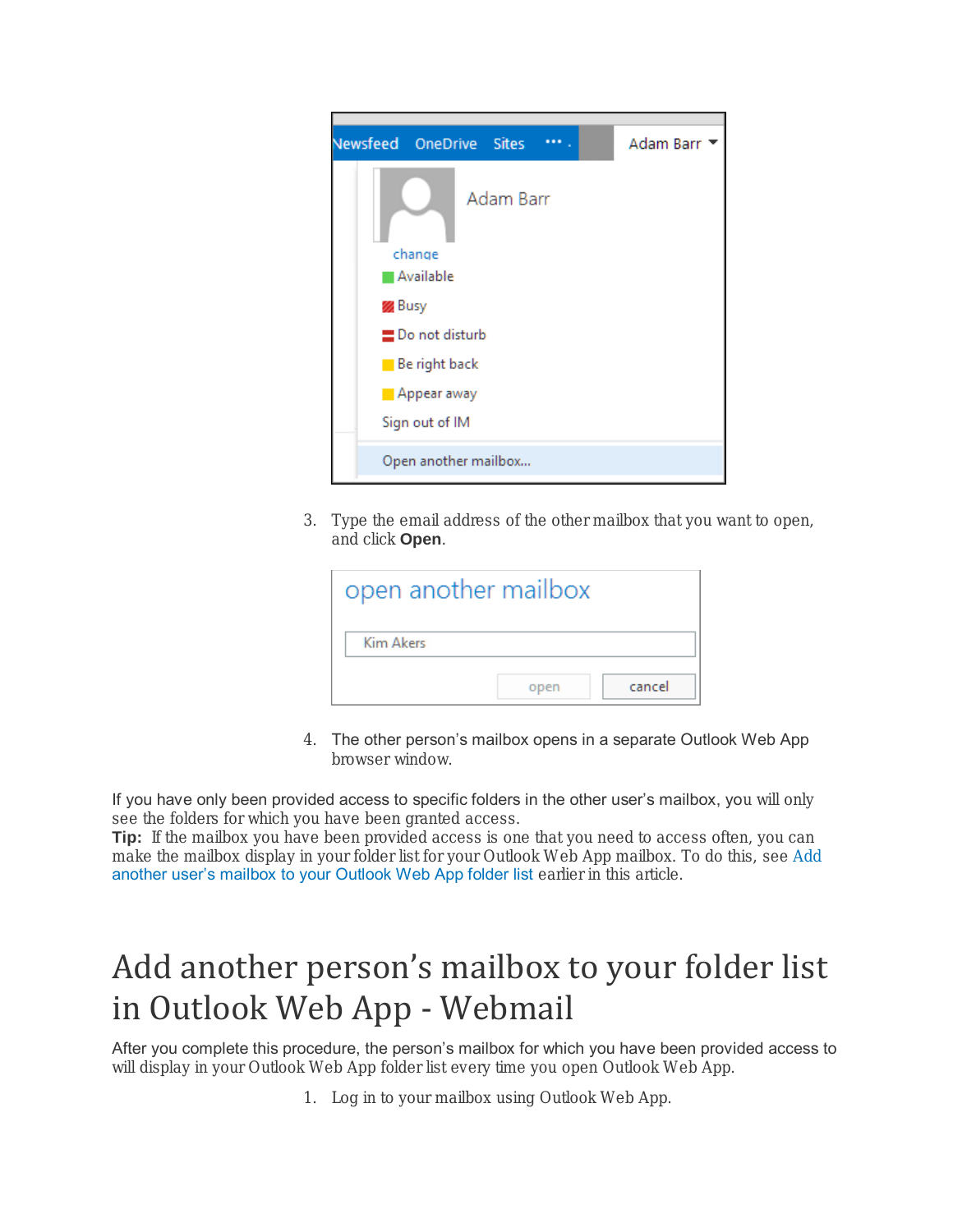3. Type the email address of the other mailbox that you want to open, and click **Open**.

4. The other person's mailbox opens in a separate Outlook Web App browser window.

If you have only been provided access to specific folders in the other user's mailbox, you will only see the folders for which you have been granted access.

**Tip:** If the mailbox you have been provided access is one that you need to access often, you can make the mailbox display in your folder list for your Outlook Web App mailbox. To do this, see Add another user's mailbox to your Outlook Web App folder list earlier in this article.

# Add another person's mailbox to your folder list in Outlook Web App - Webmail

After you complete this procedure, the person's mailbox for which you have been provided access to will display in your Outlook Web App folder list every time you open Outlook Web App.

1. Log in to your mailbox using Outlook Web App.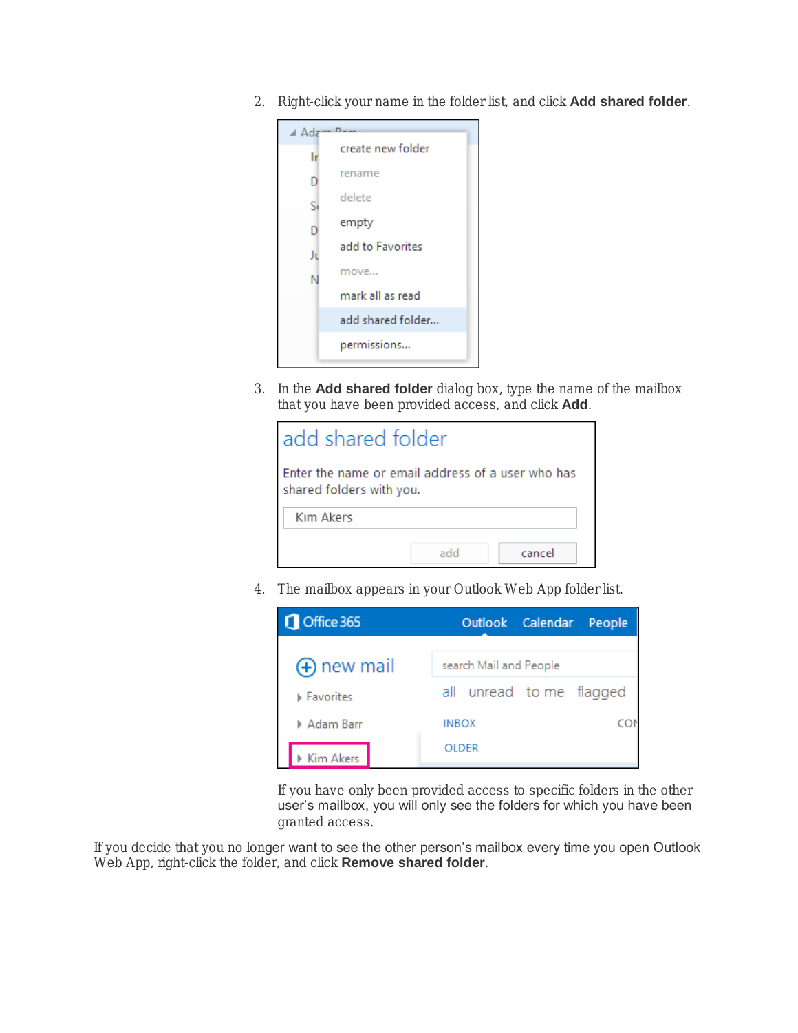2. Right-click your name in the folder list, and click **Add shared folder**.

3. In the **Add shared folder** dialog box, type the name of the mailbox that you have been provided access, and click **Add**.

4. The mailbox appears in your Outlook Web App folder list.

   If you have only been provided access to specific folders in the other user's mailbox, you will only see the folders for which you have been granted access.

If you decide that you no longer want to see the other person's mailbox every time you open Outlook Web App, right-click the folder, and click **Remove shared folder**.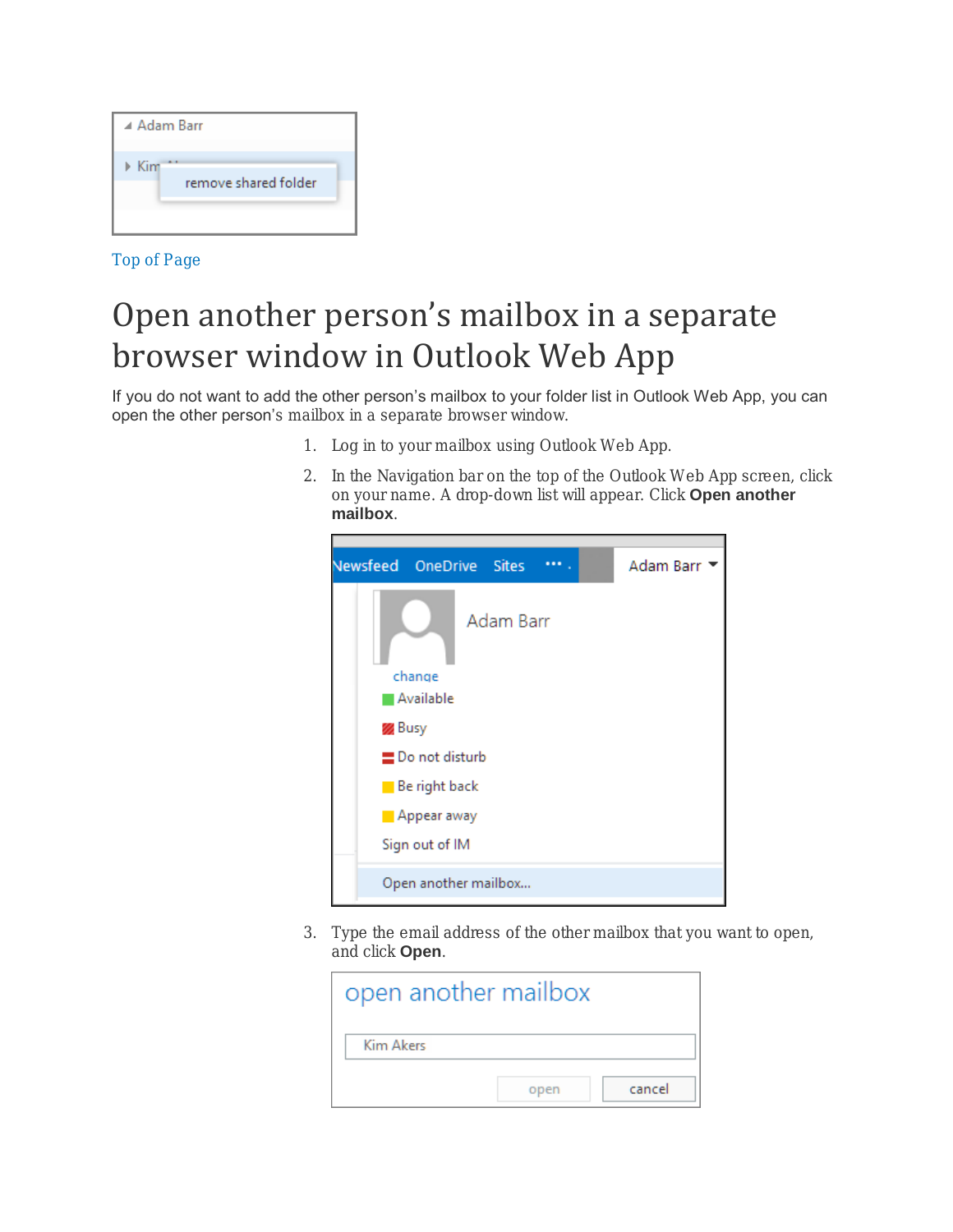Top of Page

# Open another person's mailbox in a separate browser window in Outlook Web App

If you do not want to add the other person's mailbox to your folder list in Outlook Web App, you can open the other person's mailbox in a separate browser window.

1. Log in to your mailbox using Outlook Web App.
2. In the Navigation bar on the top of the Outlook Web App screen, click on your name. A drop-down list will appear. Click **Open another mailbox**.
3. Type the email address of the other mailbox that you want to open, and click **Open**.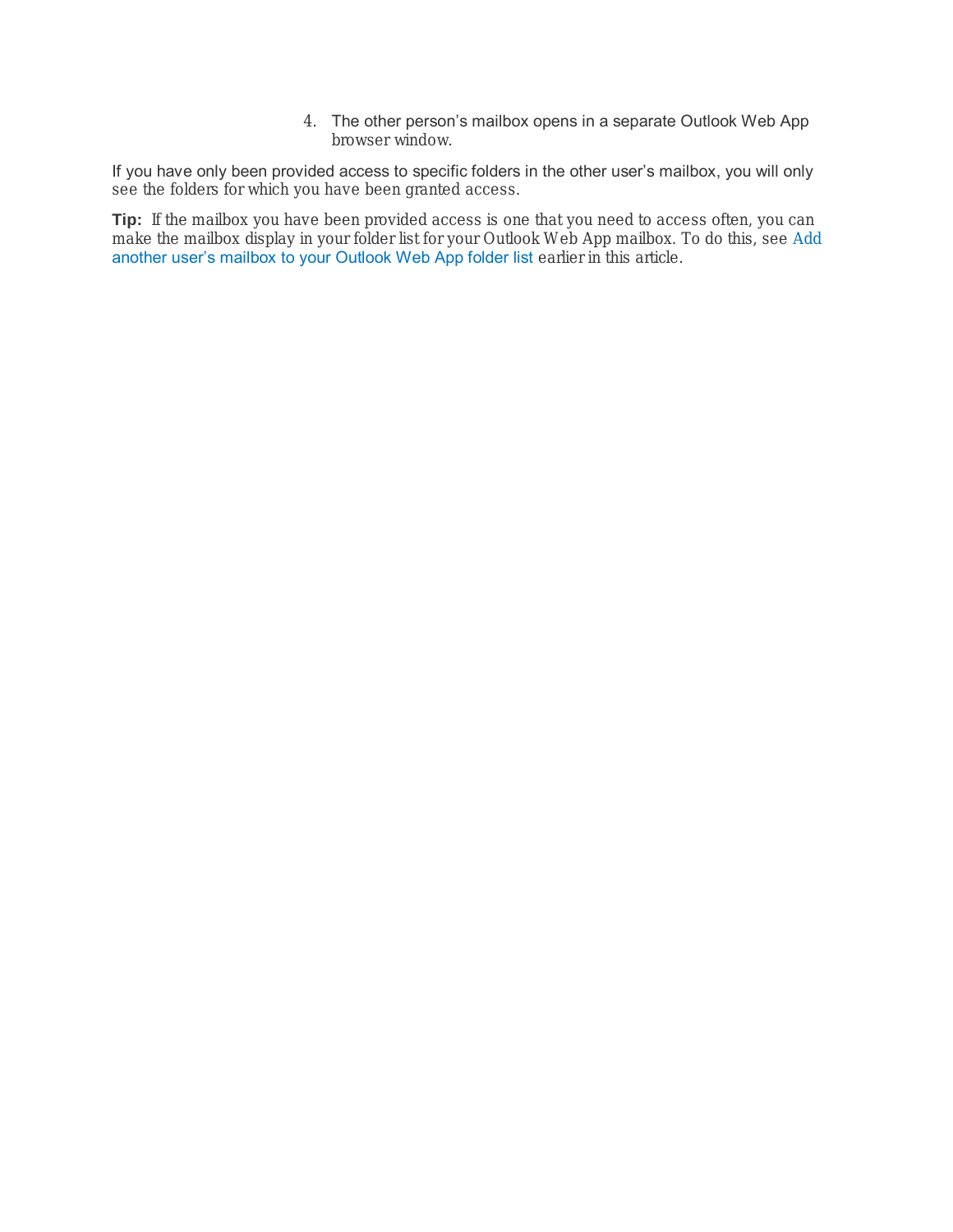4. The other person's mailbox opens in a separate Outlook Web App browser window.

If you have only been provided access to specific folders in the other user's mailbox, you will only see the folders for which you have been granted access.

**Tip:** If the mailbox you have been provided access is one that you need to access often, you can make the mailbox display in your folder list for your Outlook Web App mailbox. To do this, see Add another user's mailbox to your Outlook Web App folder list earlier in this article.